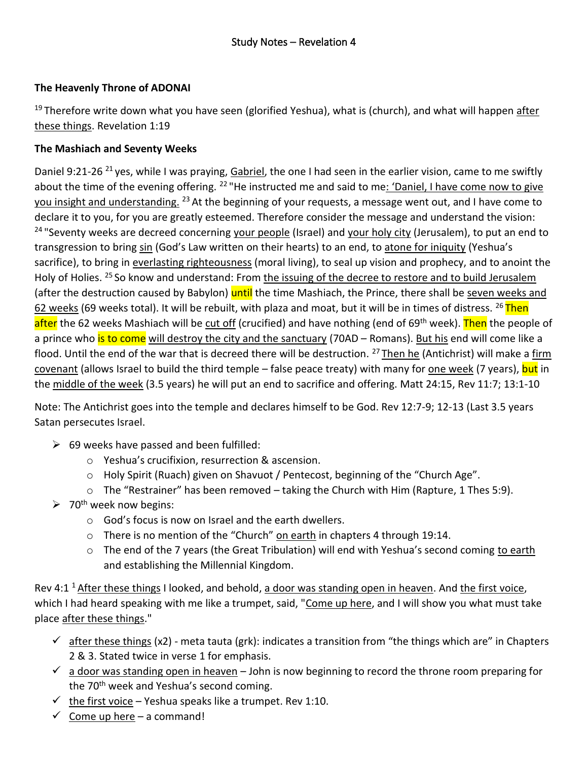Study Notes – Revelation 4

**The Heavenly Throne of ADONAI**

[19] Therefore write down what you have seen (glorified Yeshua), what is (church), and what will happen after these things. Revelation 1:19

**The Mashiach and Seventy Weeks**

Daniel 9:21-26 [21] yes, while I was praying, Gabriel, the one I had seen in the earlier vision, came to me swiftly about the time of the evening offering. [22] "He instructed me and said to me: 'Daniel, I have come now to give you insight and understanding. [23] At the beginning of your requests, a message went out, and I have come to declare it to you, for you are greatly esteemed. Therefore consider the message and understand the vision: [24] "Seventy weeks are decreed concerning your people (Israel) and your holy city (Jerusalem), to put an end to transgression to bring sin (God's Law written on their hearts) to an end, to atone for iniquity (Yeshua's sacrifice), to bring in everlasting righteousness (moral living), to seal up vision and prophecy, and to anoint the Holy of Holies. [25] So know and understand: From the issuing of the decree to restore and to build Jerusalem (after the destruction caused by Babylon) until the time Mashiach, the Prince, there shall be seven weeks and 62 weeks (69 weeks total). It will be rebuilt, with plaza and moat, but it will be in times of distress. [26] Then after the 62 weeks Mashiach will be cut off (crucified) and have nothing (end of 69th week). Then the people of a prince who is to come will destroy the city and the sanctuary (70AD – Romans). But his end will come like a flood. Until the end of the war that is decreed there will be destruction. [27] Then he (Antichrist) will make a firm covenant (allows Israel to build the third temple – false peace treaty) with many for one week (7 years), but in the middle of the week (3.5 years) he will put an end to sacrifice and offering. Matt 24:15, Rev 11:7; 13:1-10

Note: The Antichrist goes into the temple and declares himself to be God. Rev 12:7-9; 12-13 (Last 3.5 years Satan persecutes Israel.

- 69 weeks have passed and been fulfilled:
  - Yeshua's crucifixion, resurrection & ascension.
  - Holy Spirit (Ruach) given on Shavuot / Pentecost, beginning of the "Church Age".
  - The "Restrainer" has been removed – taking the Church with Him (Rapture, 1 Thes 5:9).
- 70th week now begins:
  - God's focus is now on Israel and the earth dwellers.
  - There is no mention of the "Church" on earth in chapters 4 through 19:14.
  - The end of the 7 years (the Great Tribulation) will end with Yeshua's second coming to earth and establishing the Millennial Kingdom.

Rev 4:1 [1] After these things I looked, and behold, a door was standing open in heaven. And the first voice, which I had heard speaking with me like a trumpet, said, "Come up here, and I will show you what must take place after these things."

- ✓ after these things (x2) - meta tauta (grk): indicates a transition from "the things which are" in Chapters 2 & 3. Stated twice in verse 1 for emphasis.
- ✓ a door was standing open in heaven – John is now beginning to record the throne room preparing for the 70th week and Yeshua's second coming.
- ✓ the first voice – Yeshua speaks like a trumpet. Rev 1:10.
- ✓ Come up here – a command!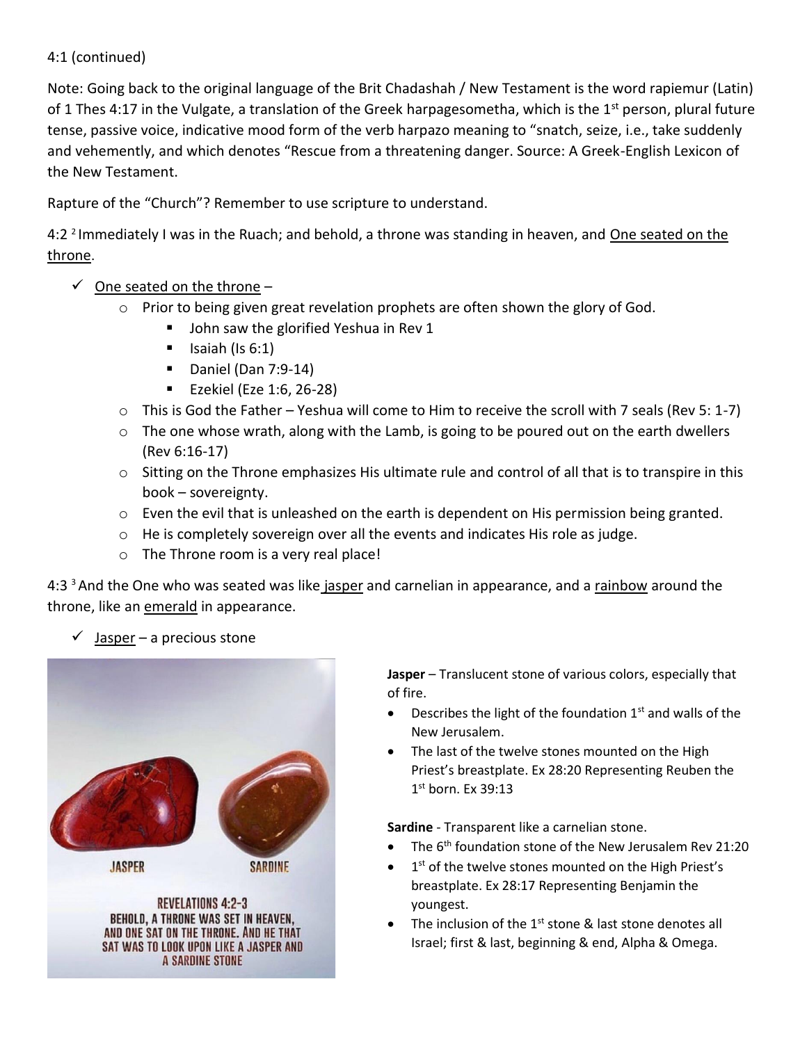4:1 (continued)

Note: Going back to the original language of the Brit Chadashah / New Testament is the word rapiemur (Latin) of 1 Thes 4:17 in the Vulgate, a translation of the Greek harpagesometha, which is the 1st person, plural future tense, passive voice, indicative mood form of the verb harpazo meaning to "snatch, seize, i.e., take suddenly and vehemently, and which denotes "Rescue from a threatening danger. Source: A Greek-English Lexicon of the New Testament.

Rapture of the "Church"? Remember to use scripture to understand.

4:2 [2] Immediately I was in the Ruach; and behold, a throne was standing in heaven, and <u>One seated on the throne</u>.

- ✓ <u>One seated on the throne</u> –
  - Prior to being given great revelation prophets are often shown the glory of God.
    - John saw the glorified Yeshua in Rev 1
    - Isaiah (Is 6:1)
    - Daniel (Dan 7:9-14)
    - Ezekiel (Eze 1:6, 26-28)
  - This is God the Father – Yeshua will come to Him to receive the scroll with 7 seals (Rev 5: 1-7)
  - The one whose wrath, along with the Lamb, is going to be poured out on the earth dwellers (Rev 6:16-17)
  - Sitting on the Throne emphasizes His ultimate rule and control of all that is to transpire in this book – sovereignty.
  - Even the evil that is unleashed on the earth is dependent on His permission being granted.
  - He is completely sovereign over all the events and indicates His role as judge.
  - The Throne room is a very real place!

4:3 [3] And the One who was seated was like <u>jasper</u> and carnelian in appearance, and a <u>rainbow</u> around the throne, like an <u>emerald</u> in appearance.

- ✓ <u>Jasper</u> – a precious stone

JASPER

SARDINE

REVELATIONS 4:2-3
BEHOLD, A THRONE WAS SET IN HEAVEN, AND ONE SAT ON THE THRONE. AND HE THAT SAT WAS TO LOOK UPON LIKE A JASPER AND A SARDINE STONE

**Jasper** – Translucent stone of various colors, especially that of fire.

- Describes the light of the foundation 1st and walls of the New Jerusalem.
- The last of the twelve stones mounted on the High Priest's breastplate. Ex 28:20 Representing Reuben the 1st born. Ex 39:13

**Sardine** - Transparent like a carnelian stone.

- The 6th foundation stone of the New Jerusalem Rev 21:20
- 1st of the twelve stones mounted on the High Priest's breastplate. Ex 28:17 Representing Benjamin the youngest.
- The inclusion of the 1st stone & last stone denotes all Israel; first & last, beginning & end, Alpha & Omega.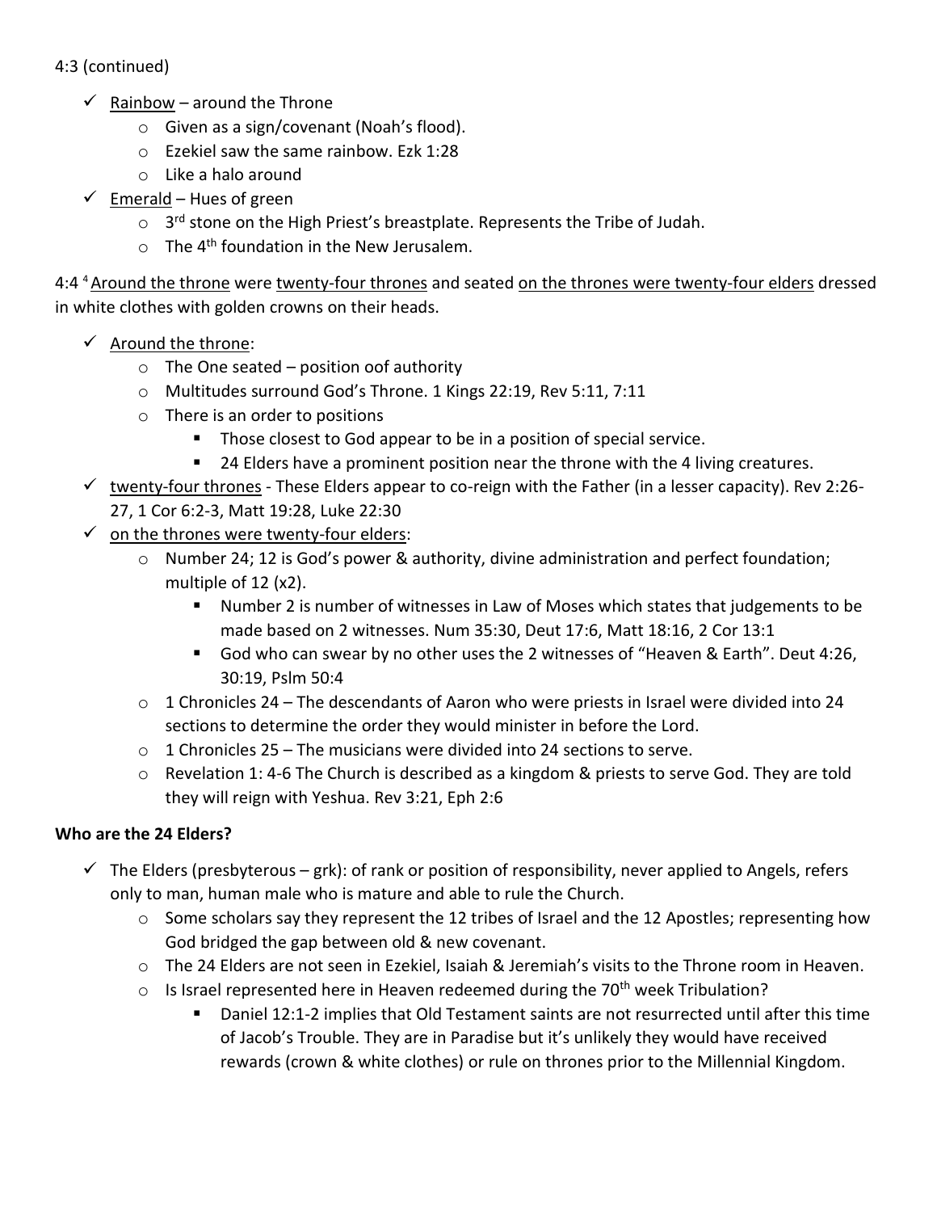4:3 (continued)

- ✓ <u>Rainbow</u> – around the Throne
  - Given as a sign/covenant (Noah's flood).
  - Ezekiel saw the same rainbow. Ezk 1:28
  - Like a halo around
- ✓ <u>Emerald</u> – Hues of green
  - 3rd stone on the High Priest's breastplate. Represents the Tribe of Judah.
  - The 4th foundation in the New Jerusalem.

4:4 [4] <u>Around the throne</u> were <u>twenty-four thrones</u> and seated <u>on the thrones were twenty-four elders</u> dressed in white clothes with golden crowns on their heads.

- ✓ <u>Around the throne</u>:
  - The One seated – position oof authority
  - Multitudes surround God's Throne. 1 Kings 22:19, Rev 5:11, 7:11
  - There is an order to positions
    - Those closest to God appear to be in a position of special service.
    - 24 Elders have a prominent position near the throne with the 4 living creatures.
- ✓ <u>twenty-four thrones</u> - These Elders appear to co-reign with the Father (in a lesser capacity). Rev 2:26-27, 1 Cor 6:2-3, Matt 19:28, Luke 22:30
- ✓ <u>on the thrones were twenty-four elders</u>:
  - Number 24; 12 is God's power & authority, divine administration and perfect foundation; multiple of 12 (x2).
    - Number 2 is number of witnesses in Law of Moses which states that judgements to be made based on 2 witnesses. Num 35:30, Deut 17:6, Matt 18:16, 2 Cor 13:1
    - God who can swear by no other uses the 2 witnesses of "Heaven & Earth". Deut 4:26, 30:19, Pslm 50:4
  - 1 Chronicles 24 – The descendants of Aaron who were priests in Israel were divided into 24 sections to determine the order they would minister in before the Lord.
  - 1 Chronicles 25 – The musicians were divided into 24 sections to serve.
  - Revelation 1: 4-6 The Church is described as a kingdom & priests to serve God. They are told they will reign with Yeshua. Rev 3:21, Eph 2:6

**Who are the 24 Elders?**

- ✓ The Elders (presbyterous – grk): of rank or position of responsibility, never applied to Angels, refers only to man, human male who is mature and able to rule the Church.
  - Some scholars say they represent the 12 tribes of Israel and the 12 Apostles; representing how God bridged the gap between old & new covenant.
  - The 24 Elders are not seen in Ezekiel, Isaiah & Jeremiah's visits to the Throne room in Heaven.
  - Is Israel represented here in Heaven redeemed during the 70th week Tribulation?
    - Daniel 12:1-2 implies that Old Testament saints are not resurrected until after this time of Jacob's Trouble. They are in Paradise but it's unlikely they would have received rewards (crown & white clothes) or rule on thrones prior to the Millennial Kingdom.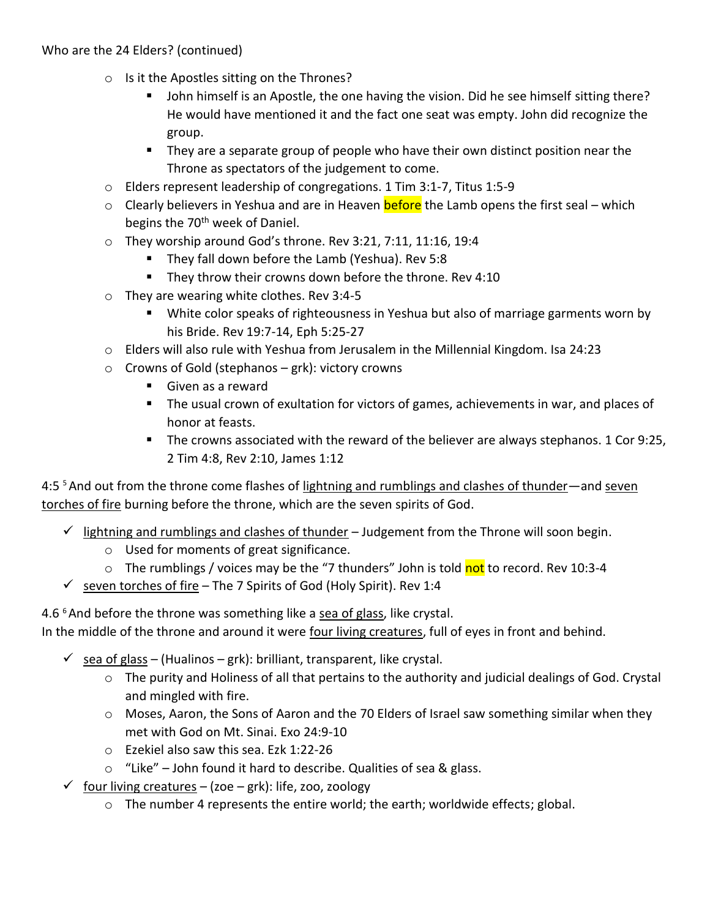Who are the 24 Elders? (continued)

- Is it the Apostles sitting on the Thrones?
  - John himself is an Apostle, the one having the vision. Did he see himself sitting there? He would have mentioned it and the fact one seat was empty. John did recognize the group.
  - They are a separate group of people who have their own distinct position near the Throne as spectators of the judgement to come.
- Elders represent leadership of congregations. 1 Tim 3:1-7, Titus 1:5-9
- Clearly believers in Yeshua and are in Heaven before the Lamb opens the first seal – which begins the 70th week of Daniel.
- They worship around God's throne. Rev 3:21, 7:11, 11:16, 19:4
  - They fall down before the Lamb (Yeshua). Rev 5:8
  - They throw their crowns down before the throne. Rev 4:10
- They are wearing white clothes. Rev 3:4-5
  - White color speaks of righteousness in Yeshua but also of marriage garments worn by his Bride. Rev 19:7-14, Eph 5:25-27
- Elders will also rule with Yeshua from Jerusalem in the Millennial Kingdom. Isa 24:23
- Crowns of Gold (stephanos – grk): victory crowns
  - Given as a reward
  - The usual crown of exultation for victors of games, achievements in war, and places of honor at feasts.
  - The crowns associated with the reward of the believer are always stephanos. 1 Cor 9:25, 2 Tim 4:8, Rev 2:10, James 1:12

4:5 [5] And out from the throne come flashes of lightning and rumblings and clashes of thunder—and seven torches of fire burning before the throne, which are the seven spirits of God.

- ✓ lightning and rumblings and clashes of thunder – Judgement from the Throne will soon begin.
  - Used for moments of great significance.
  - The rumblings / voices may be the "7 thunders" John is told not to record. Rev 10:3-4
- ✓ seven torches of fire – The 7 Spirits of God (Holy Spirit). Rev 1:4

4.6 [6] And before the throne was something like a sea of glass, like crystal.
In the middle of the throne and around it were four living creatures, full of eyes in front and behind.

- ✓ sea of glass – (Hualinos – grk): brilliant, transparent, like crystal.
  - The purity and Holiness of all that pertains to the authority and judicial dealings of God. Crystal and mingled with fire.
  - Moses, Aaron, the Sons of Aaron and the 70 Elders of Israel saw something similar when they met with God on Mt. Sinai. Exo 24:9-10
  - Ezekiel also saw this sea. Ezk 1:22-26
  - "Like" – John found it hard to describe. Qualities of sea & glass.
- ✓ four living creatures – (zoe – grk): life, zoo, zoology
  - The number 4 represents the entire world; the earth; worldwide effects; global.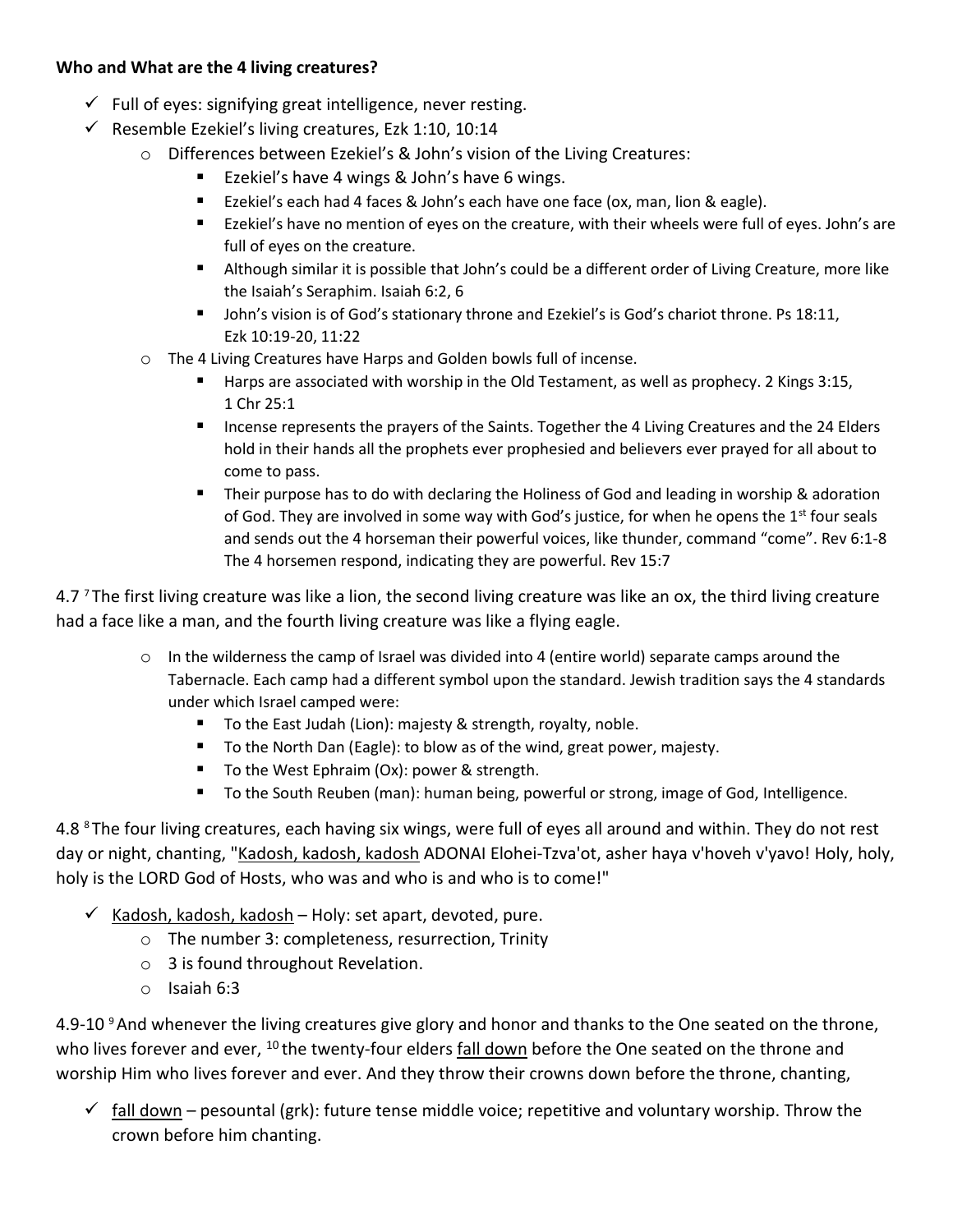**Who and What are the 4 living creatures?**

- ✓ Full of eyes: signifying great intelligence, never resting.
- ✓ Resemble Ezekiel's living creatures, Ezk 1:10, 10:14
  - Differences between Ezekiel's & John's vision of the Living Creatures:
    - Ezekiel's have 4 wings & John's have 6 wings.
    - Ezekiel's each had 4 faces & John's each have one face (ox, man, lion & eagle).
    - Ezekiel's have no mention of eyes on the creature, with their wheels were full of eyes. John's are full of eyes on the creature.
    - Although similar it is possible that John's could be a different order of Living Creature, more like the Isaiah's Seraphim. Isaiah 6:2, 6
    - John's vision is of God's stationary throne and Ezekiel's is God's chariot throne. Ps 18:11, Ezk 10:19-20, 11:22
  - The 4 Living Creatures have Harps and Golden bowls full of incense.
    - Harps are associated with worship in the Old Testament, as well as prophecy. 2 Kings 3:15, 1 Chr 25:1
    - Incense represents the prayers of the Saints. Together the 4 Living Creatures and the 24 Elders hold in their hands all the prophets ever prophesied and believers ever prayed for all about to come to pass.
    - Their purpose has to do with declaring the Holiness of God and leading in worship & adoration of God. They are involved in some way with God's justice, for when he opens the 1st four seals and sends out the 4 horseman their powerful voices, like thunder, command "come". Rev 6:1-8 The 4 horsemen respond, indicating they are powerful. Rev 15:7

4.7 [7] The first living creature was like a lion, the second living creature was like an ox, the third living creature had a face like a man, and the fourth living creature was like a flying eagle.

- In the wilderness the camp of Israel was divided into 4 (entire world) separate camps around the Tabernacle. Each camp had a different symbol upon the standard. Jewish tradition says the 4 standards under which Israel camped were:
  - To the East Judah (Lion): majesty & strength, royalty, noble.
  - To the North Dan (Eagle): to blow as of the wind, great power, majesty.
  - To the West Ephraim (Ox): power & strength.
  - To the South Reuben (man): human being, powerful or strong, image of God, Intelligence.

4.8 [8] The four living creatures, each having six wings, were full of eyes all around and within. They do not rest day or night, chanting, "Kadosh, kadosh, kadosh ADONAI Elohei-Tzva'ot, asher haya v'hoveh v'yavo! Holy, holy, holy is the LORD God of Hosts, who was and who is and who is to come!"

- ✓ Kadosh, kadosh, kadosh – Holy: set apart, devoted, pure.
  - The number 3: completeness, resurrection, Trinity
  - 3 is found throughout Revelation.
  - Isaiah 6:3

4.9-10 [9] And whenever the living creatures give glory and honor and thanks to the One seated on the throne, who lives forever and ever, [10] the twenty-four elders fall down before the One seated on the throne and worship Him who lives forever and ever. And they throw their crowns down before the throne, chanting,

- ✓ fall down – pesountal (grk): future tense middle voice; repetitive and voluntary worship. Throw the crown before him chanting.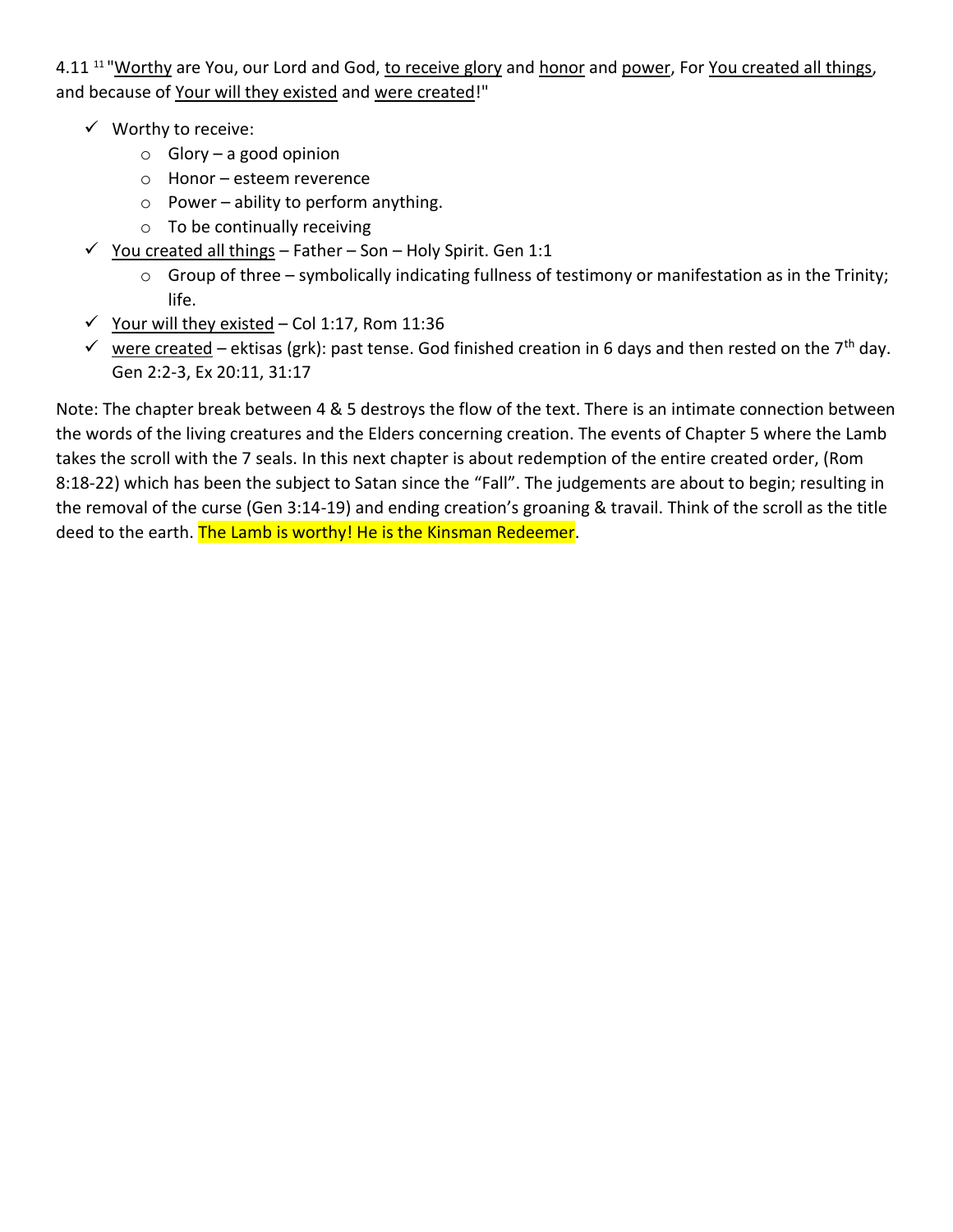4.11 [11] "Worthy are You, our Lord and God, to receive glory and honor and power, For You created all things, and because of Your will they existed and were created!"

- ✓ Worthy to receive:
  - Glory – a good opinion
  - Honor – esteem reverence
  - Power – ability to perform anything.
  - To be continually receiving
- ✓ You created all things – Father – Son – Holy Spirit. Gen 1:1
  - Group of three – symbolically indicating fullness of testimony or manifestation as in the Trinity; life.
- ✓ Your will they existed – Col 1:17, Rom 11:36
- ✓ were created – ektisas (grk): past tense. God finished creation in 6 days and then rested on the 7th day. Gen 2:2-3, Ex 20:11, 31:17

Note: The chapter break between 4 & 5 destroys the flow of the text. There is an intimate connection between the words of the living creatures and the Elders concerning creation. The events of Chapter 5 where the Lamb takes the scroll with the 7 seals. In this next chapter is about redemption of the entire created order, (Rom 8:18-22) which has been the subject to Satan since the "Fall". The judgements are about to begin; resulting in the removal of the curse (Gen 3:14-19) and ending creation's groaning & travail. Think of the scroll as the title deed to the earth. The Lamb is worthy! He is the Kinsman Redeemer.